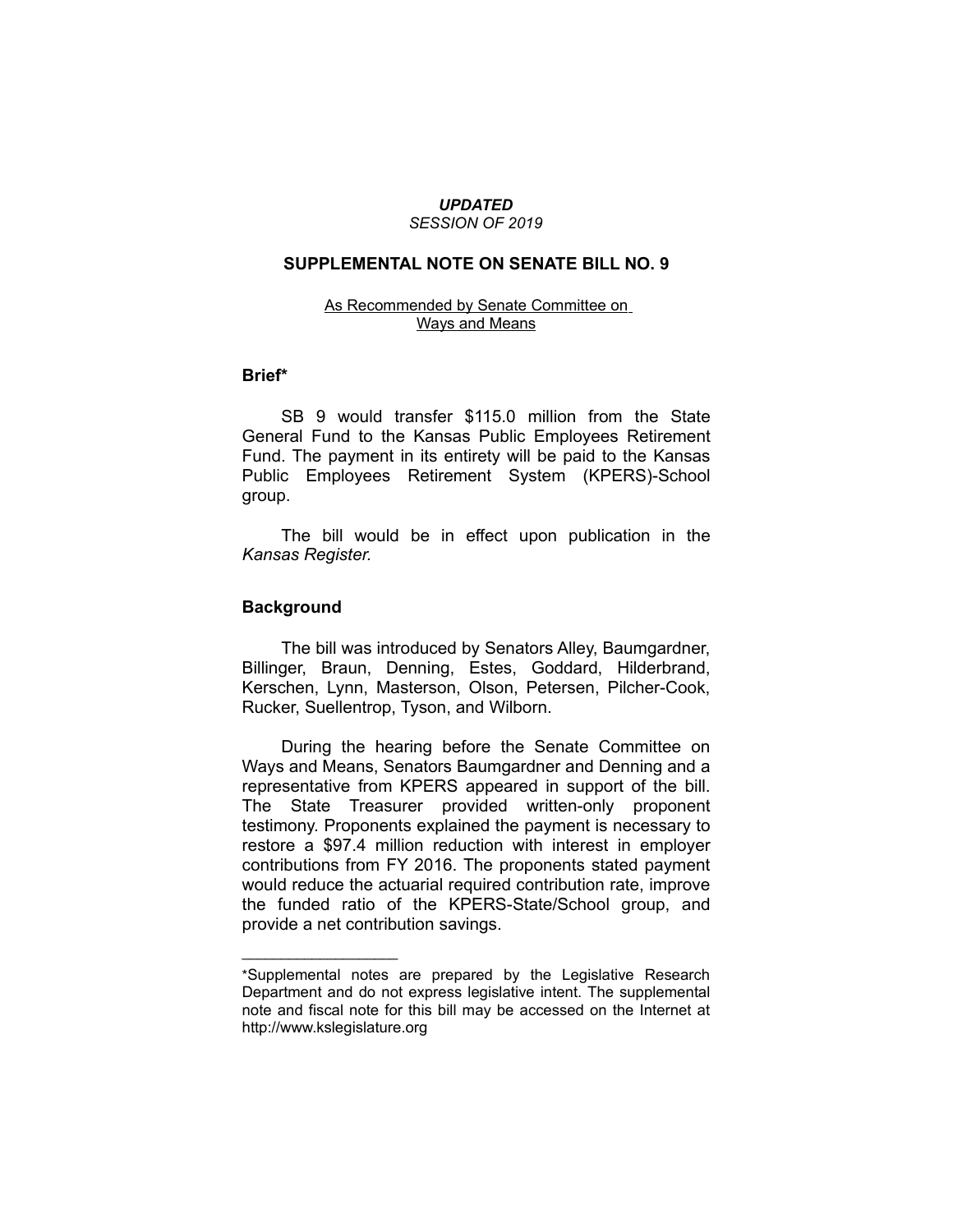***UPDATED***
*SESSION OF 2019*

# SUPPLEMENTAL NOTE ON SENATE BILL NO. 9

As Recommended by Senate Committee on Ways and Means

## Brief*

SB 9 would transfer $115.0 million from the State General Fund to the Kansas Public Employees Retirement Fund. The payment in its entirety will be paid to the Kansas Public Employees Retirement System (KPERS)-School group.

The bill would be in effect upon publication in the *Kansas Register.*

## Background

The bill was introduced by Senators Alley, Baumgardner, Billinger, Braun, Denning, Estes, Goddard, Hilderbrand, Kerschen, Lynn, Masterson, Olson, Petersen, Pilcher-Cook, Rucker, Suellentrop, Tyson, and Wilborn.

During the hearing before the Senate Committee on Ways and Means, Senators Baumgardner and Denning and a representative from KPERS appeared in support of the bill. The State Treasurer provided written-only proponent testimony. Proponents explained the payment is necessary to restore a $97.4 million reduction with interest in employer contributions from FY 2016. The proponents stated payment would reduce the actuarial required contribution rate, improve the funded ratio of the KPERS-State/School group, and provide a net contribution savings.

---

*Supplemental notes are prepared by the Legislative Research Department and do not express legislative intent. The supplemental note and fiscal note for this bill may be accessed on the Internet at http://www.kslegislature.org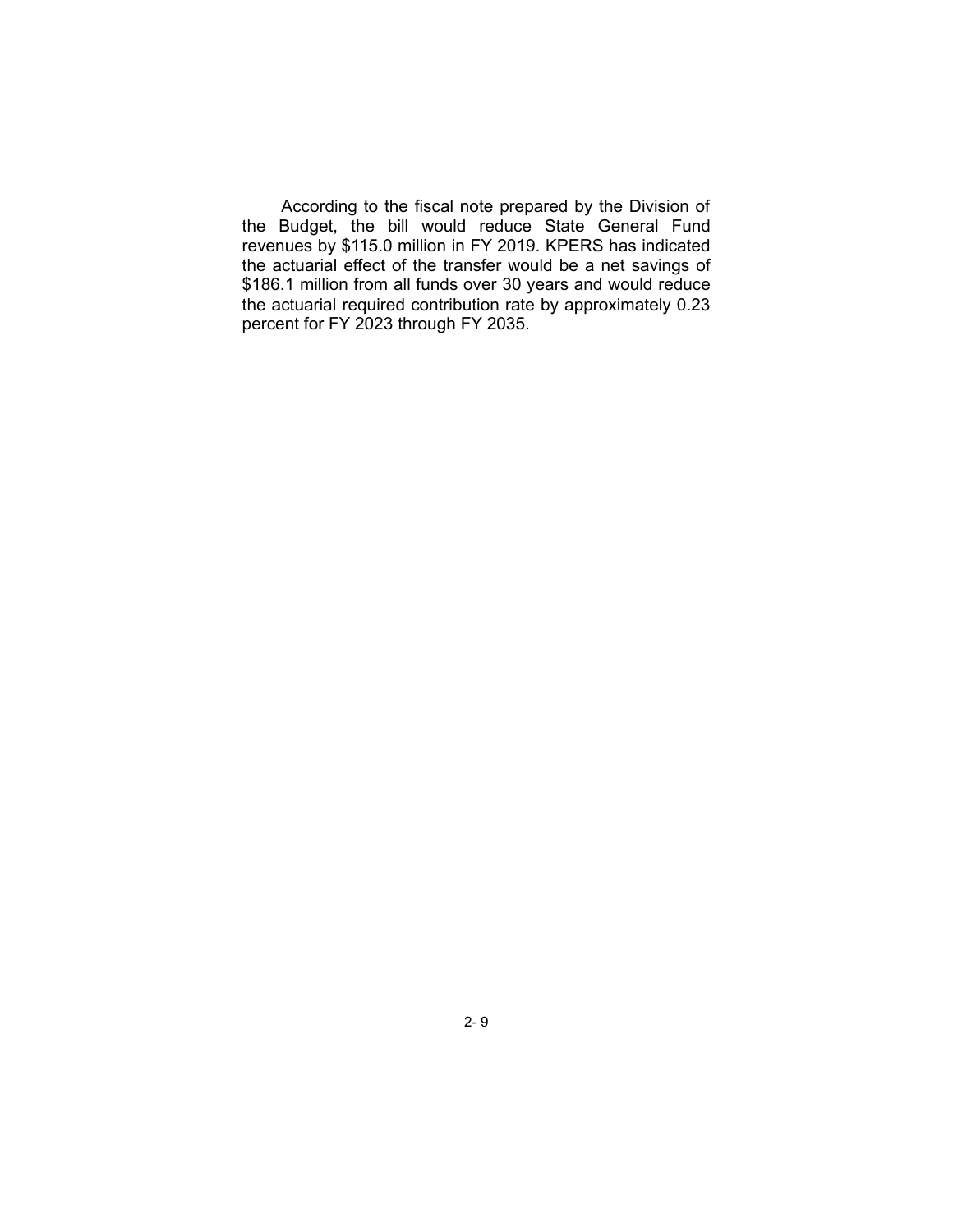According to the fiscal note prepared by the Division of the Budget, the bill would reduce State General Fund revenues by $115.0 million in FY 2019. KPERS has indicated the actuarial effect of the transfer would be a net savings of $186.1 million from all funds over 30 years and would reduce the actuarial required contribution rate by approximately 0.23 percent for FY 2023 through FY 2035.